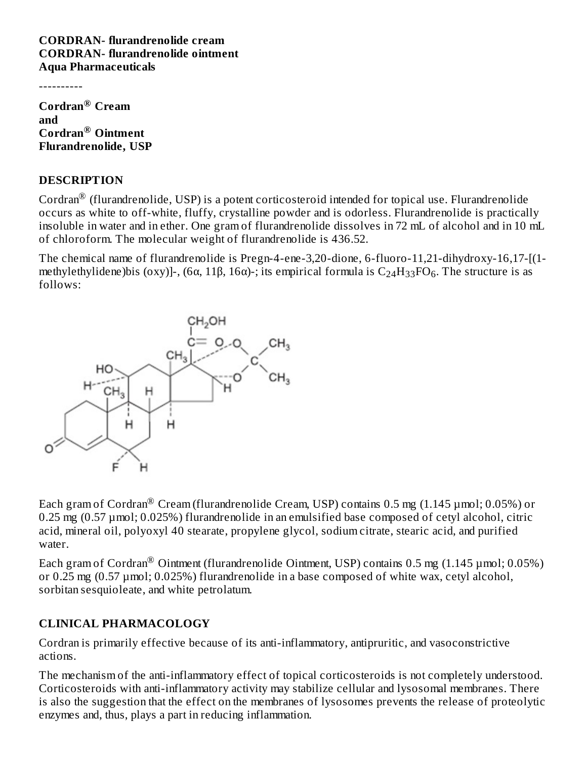**CORDRAN- flurandrenolide cream**
**CORDRAN- flurandrenolide ointment**
**Aqua Pharmaceuticals**

----------

**Cordran® Cream**
**and**
**Cordran® Ointment**
**Flurandrenolide, USP**

## DESCRIPTION

Cordran® (flurandrenolide, USP) is a potent corticosteroid intended for topical use. Flurandrenolide occurs as white to off-white, fluffy, crystalline powder and is odorless. Flurandrenolide is practically insoluble in water and in ether. One gram of flurandrenolide dissolves in 72 mL of alcohol and in 10 mL of chloroform. The molecular weight of flurandrenolide is 436.52.

The chemical name of flurandrenolide is Pregn-4-ene-3,20-dione, 6-fluoro-11,21-dihydroxy-16,17-[(1-methylethylidene)bis (oxy)]-, (6α, 11β, 16α)-; its empirical formula is $C_{24}H_{33}FO_6$. The structure is as follows:

Each gram of Cordran® Cream (flurandrenolide Cream, USP) contains 0.5 mg (1.145 µmol; 0.05%) or 0.25 mg (0.57 µmol; 0.025%) flurandrenolide in an emulsified base composed of cetyl alcohol, citric acid, mineral oil, polyoxyl 40 stearate, propylene glycol, sodium citrate, stearic acid, and purified water.

Each gram of Cordran® Ointment (flurandrenolide Ointment, USP) contains 0.5 mg (1.145 µmol; 0.05%) or 0.25 mg (0.57 µmol; 0.025%) flurandrenolide in a base composed of white wax, cetyl alcohol, sorbitan sesquioleate, and white petrolatum.

## CLINICAL PHARMACOLOGY

Cordran is primarily effective because of its anti-inflammatory, antipruritic, and vasoconstrictive actions.

The mechanism of the anti-inflammatory effect of topical corticosteroids is not completely understood. Corticosteroids with anti-inflammatory activity may stabilize cellular and lysosomal membranes. There is also the suggestion that the effect on the membranes of lysosomes prevents the release of proteolytic enzymes and, thus, plays a part in reducing inflammation.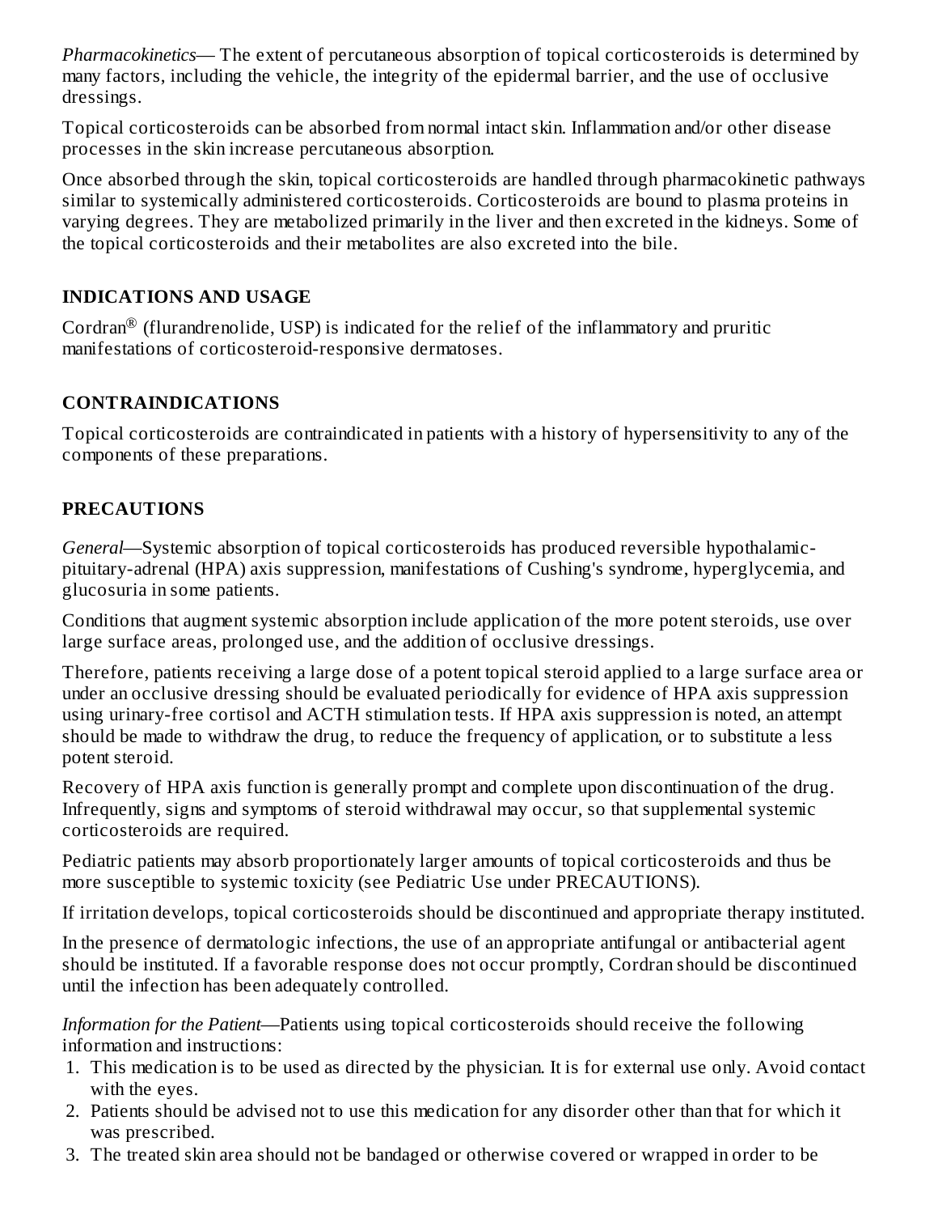*Pharmacokinetics*— The extent of percutaneous absorption of topical corticosteroids is determined by many factors, including the vehicle, the integrity of the epidermal barrier, and the use of occlusive dressings.

Topical corticosteroids can be absorbed from normal intact skin. Inflammation and/or other disease processes in the skin increase percutaneous absorption.

Once absorbed through the skin, topical corticosteroids are handled through pharmacokinetic pathways similar to systemically administered corticosteroids. Corticosteroids are bound to plasma proteins in varying degrees. They are metabolized primarily in the liver and then excreted in the kidneys. Some of the topical corticosteroids and their metabolites are also excreted into the bile.

## INDICATIONS AND USAGE

Cordran® (flurandrenolide, USP) is indicated for the relief of the inflammatory and pruritic manifestations of corticosteroid-responsive dermatoses.

## CONTRAINDICATIONS

Topical corticosteroids are contraindicated in patients with a history of hypersensitivity to any of the components of these preparations.

## PRECAUTIONS

*General*—Systemic absorption of topical corticosteroids has produced reversible hypothalamic-pituitary-adrenal (HPA) axis suppression, manifestations of Cushing's syndrome, hyperglycemia, and glucosuria in some patients.

Conditions that augment systemic absorption include application of the more potent steroids, use over large surface areas, prolonged use, and the addition of occlusive dressings.

Therefore, patients receiving a large dose of a potent topical steroid applied to a large surface area or under an occlusive dressing should be evaluated periodically for evidence of HPA axis suppression using urinary-free cortisol and ACTH stimulation tests. If HPA axis suppression is noted, an attempt should be made to withdraw the drug, to reduce the frequency of application, or to substitute a less potent steroid.

Recovery of HPA axis function is generally prompt and complete upon discontinuation of the drug. Infrequently, signs and symptoms of steroid withdrawal may occur, so that supplemental systemic corticosteroids are required.

Pediatric patients may absorb proportionately larger amounts of topical corticosteroids and thus be more susceptible to systemic toxicity (see Pediatric Use under PRECAUTIONS).

If irritation develops, topical corticosteroids should be discontinued and appropriate therapy instituted.

In the presence of dermatologic infections, the use of an appropriate antifungal or antibacterial agent should be instituted. If a favorable response does not occur promptly, Cordran should be discontinued until the infection has been adequately controlled.

*Information for the Patient*—Patients using topical corticosteroids should receive the following information and instructions:

1. This medication is to be used as directed by the physician. It is for external use only. Avoid contact with the eyes.
2. Patients should be advised not to use this medication for any disorder other than that for which it was prescribed.
3. The treated skin area should not be bandaged or otherwise covered or wrapped in order to be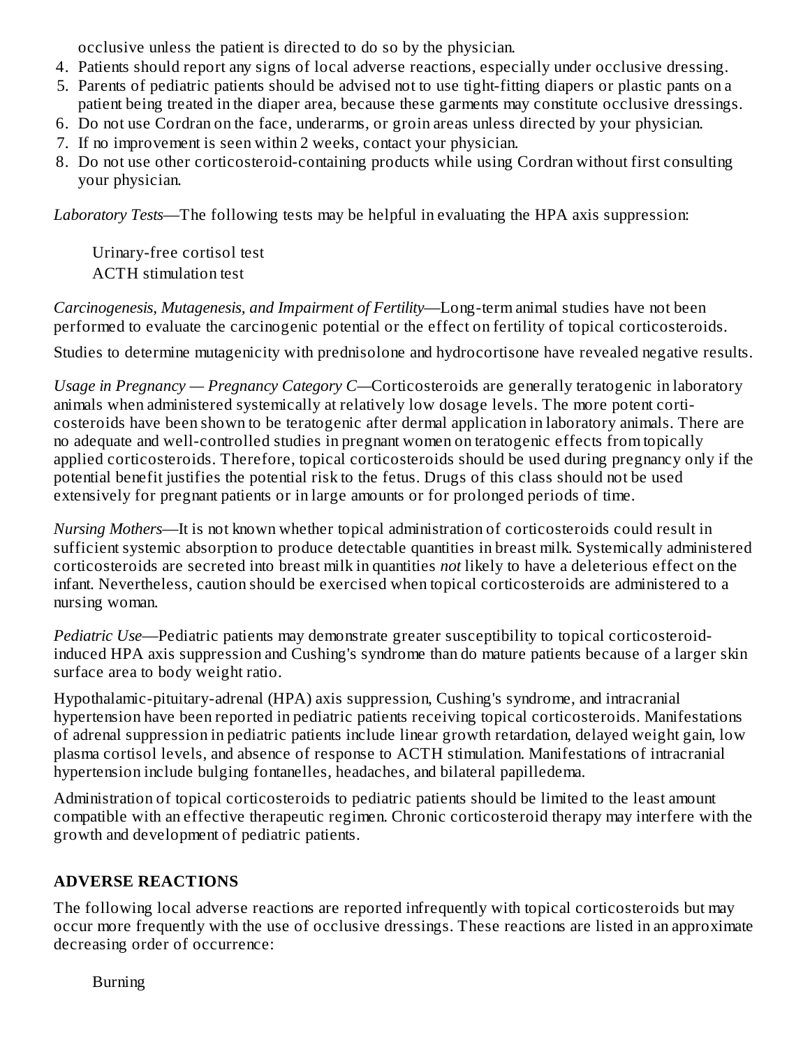occlusive unless the patient is directed to do so by the physician.

4. Patients should report any signs of local adverse reactions, especially under occlusive dressing.
5. Parents of pediatric patients should be advised not to use tight-fitting diapers or plastic pants on a patient being treated in the diaper area, because these garments may constitute occlusive dressings.
6. Do not use Cordran on the face, underarms, or groin areas unless directed by your physician.
7. If no improvement is seen within 2 weeks, contact your physician.
8. Do not use other corticosteroid-containing products while using Cordran without first consulting your physician.

*Laboratory Tests*—The following tests may be helpful in evaluating the HPA axis suppression:

Urinary-free cortisol test
ACTH stimulation test

*Carcinogenesis, Mutagenesis, and Impairment of Fertility*—Long-term animal studies have not been performed to evaluate the carcinogenic potential or the effect on fertility of topical corticosteroids.

Studies to determine mutagenicity with prednisolone and hydrocortisone have revealed negative results.

*Usage in Pregnancy — Pregnancy Category C*—Corticosteroids are generally teratogenic in laboratory animals when administered systemically at relatively low dosage levels. The more potent corticosteroids have been shown to be teratogenic after dermal application in laboratory animals. There are no adequate and well-controlled studies in pregnant women on teratogenic effects from topically applied corticosteroids. Therefore, topical corticosteroids should be used during pregnancy only if the potential benefit justifies the potential risk to the fetus. Drugs of this class should not be used extensively for pregnant patients or in large amounts or for prolonged periods of time.

*Nursing Mothers*—It is not known whether topical administration of corticosteroids could result in sufficient systemic absorption to produce detectable quantities in breast milk. Systemically administered corticosteroids are secreted into breast milk in quantities *not* likely to have a deleterious effect on the infant. Nevertheless, caution should be exercised when topical corticosteroids are administered to a nursing woman.

*Pediatric Use*—Pediatric patients may demonstrate greater susceptibility to topical corticosteroid-induced HPA axis suppression and Cushing's syndrome than do mature patients because of a larger skin surface area to body weight ratio.

Hypothalamic-pituitary-adrenal (HPA) axis suppression, Cushing's syndrome, and intracranial hypertension have been reported in pediatric patients receiving topical corticosteroids. Manifestations of adrenal suppression in pediatric patients include linear growth retardation, delayed weight gain, low plasma cortisol levels, and absence of response to ACTH stimulation. Manifestations of intracranial hypertension include bulging fontanelles, headaches, and bilateral papilledema.

Administration of topical corticosteroids to pediatric patients should be limited to the least amount compatible with an effective therapeutic regimen. Chronic corticosteroid therapy may interfere with the growth and development of pediatric patients.

## ADVERSE REACTIONS

The following local adverse reactions are reported infrequently with topical corticosteroids but may occur more frequently with the use of occlusive dressings. These reactions are listed in an approximate decreasing order of occurrence:

Burning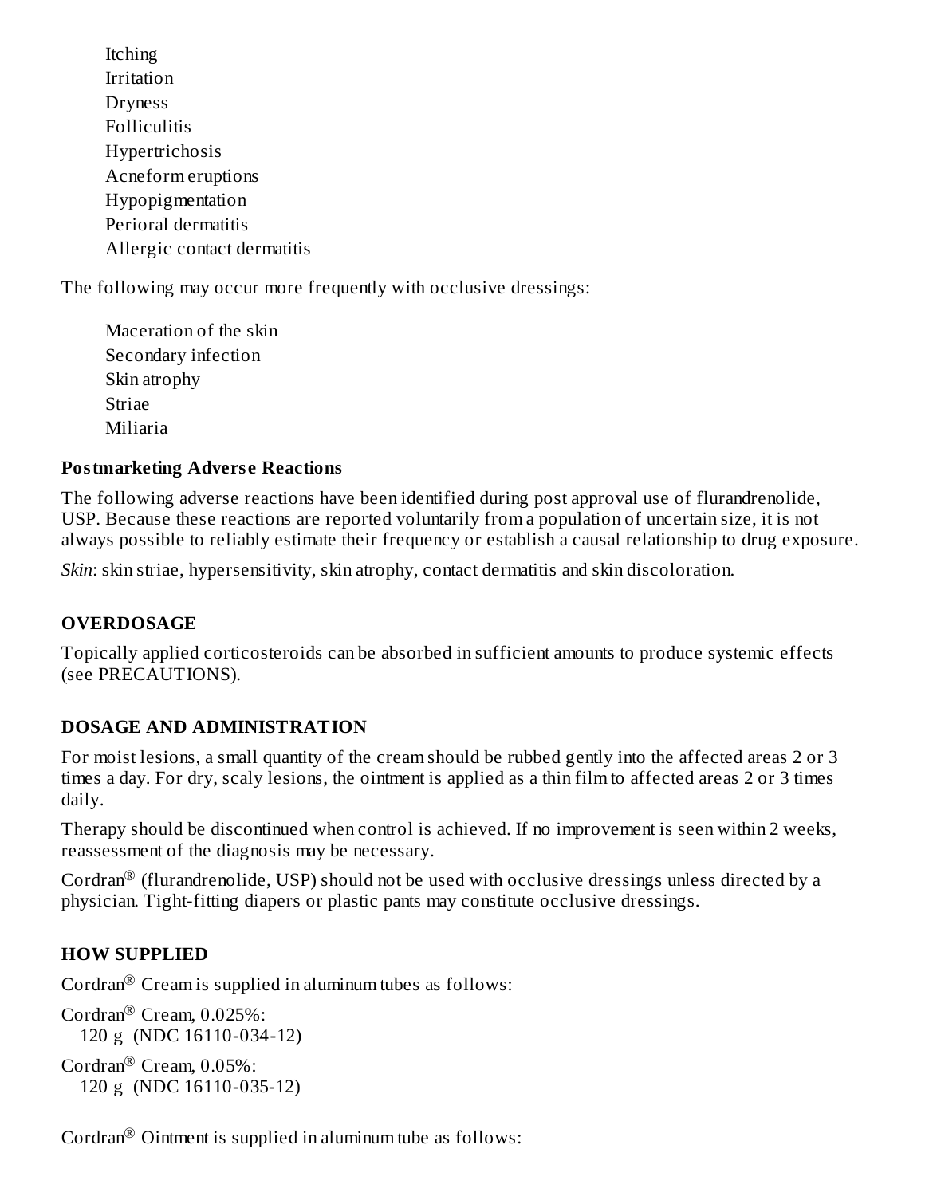- Itching
- Irritation
- Dryness
- Folliculitis
- Hypertrichosis
- Acneform eruptions
- Hypopigmentation
- Perioral dermatitis
- Allergic contact dermatitis

The following may occur more frequently with occlusive dressings:

- Maceration of the skin
- Secondary infection
- Skin atrophy
- Striae
- Miliaria

**Postmarketing Adverse Reactions**

The following adverse reactions have been identified during post approval use of flurandrenolide, USP. Because these reactions are reported voluntarily from a population of uncertain size, it is not always possible to reliably estimate their frequency or establish a causal relationship to drug exposure.

*Skin*: skin striae, hypersensitivity, skin atrophy, contact dermatitis and skin discoloration.

## OVERDOSAGE

Topically applied corticosteroids can be absorbed in sufficient amounts to produce systemic effects (see PRECAUTIONS).

## DOSAGE AND ADMINISTRATION

For moist lesions, a small quantity of the cream should be rubbed gently into the affected areas 2 or 3 times a day. For dry, scaly lesions, the ointment is applied as a thin film to affected areas 2 or 3 times daily.

Therapy should be discontinued when control is achieved. If no improvement is seen within 2 weeks, reassessment of the diagnosis may be necessary.

Cordran® (flurandrenolide, USP) should not be used with occlusive dressings unless directed by a physician. Tight-fitting diapers or plastic pants may constitute occlusive dressings.

## HOW SUPPLIED

Cordran® Cream is supplied in aluminum tubes as follows:

Cordran® Cream, 0.025%:
120 g (NDC 16110-034-12)

Cordran® Cream, 0.05%:
120 g (NDC 16110-035-12)

Cordran® Ointment is supplied in aluminum tube as follows: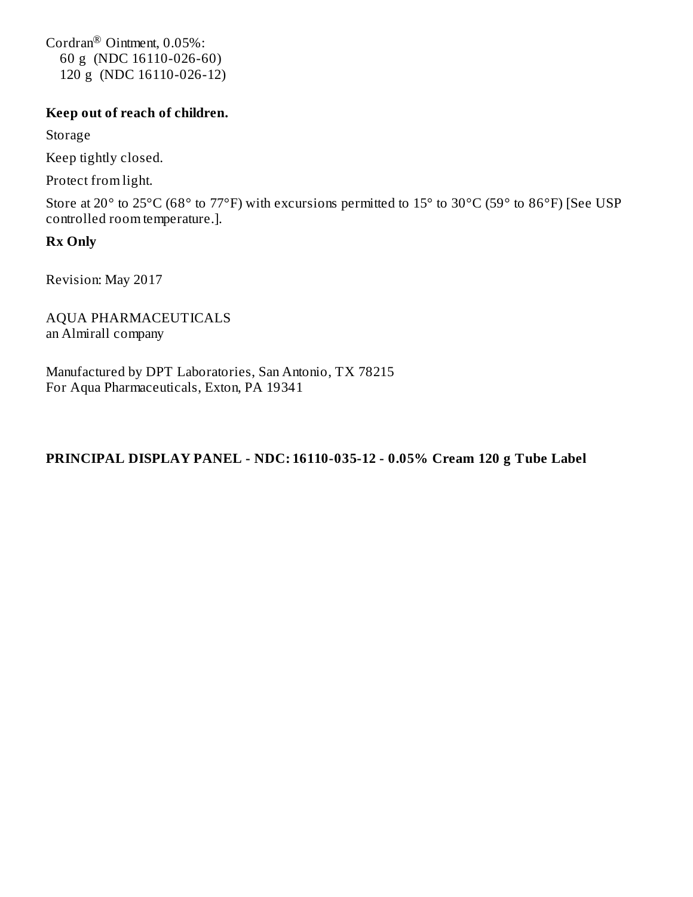Cordran® Ointment, 0.05%:
- 60 g (NDC 16110-026-60)
- 120 g (NDC 16110-026-12)

**Keep out of reach of children.**

Storage

Keep tightly closed.

Protect from light.

Store at 20° to 25°C (68° to 77°F) with excursions permitted to 15° to 30°C (59° to 86°F) [See USP controlled room temperature.].

**Rx Only**

Revision: May 2017

AQUA PHARMACEUTICALS
an Almirall company

Manufactured by DPT Laboratories, San Antonio, TX 78215
For Aqua Pharmaceuticals, Exton, PA 19341

**PRINCIPAL DISPLAY PANEL - NDC: 16110-035-12 - 0.05% Cream 120 g Tube Label**